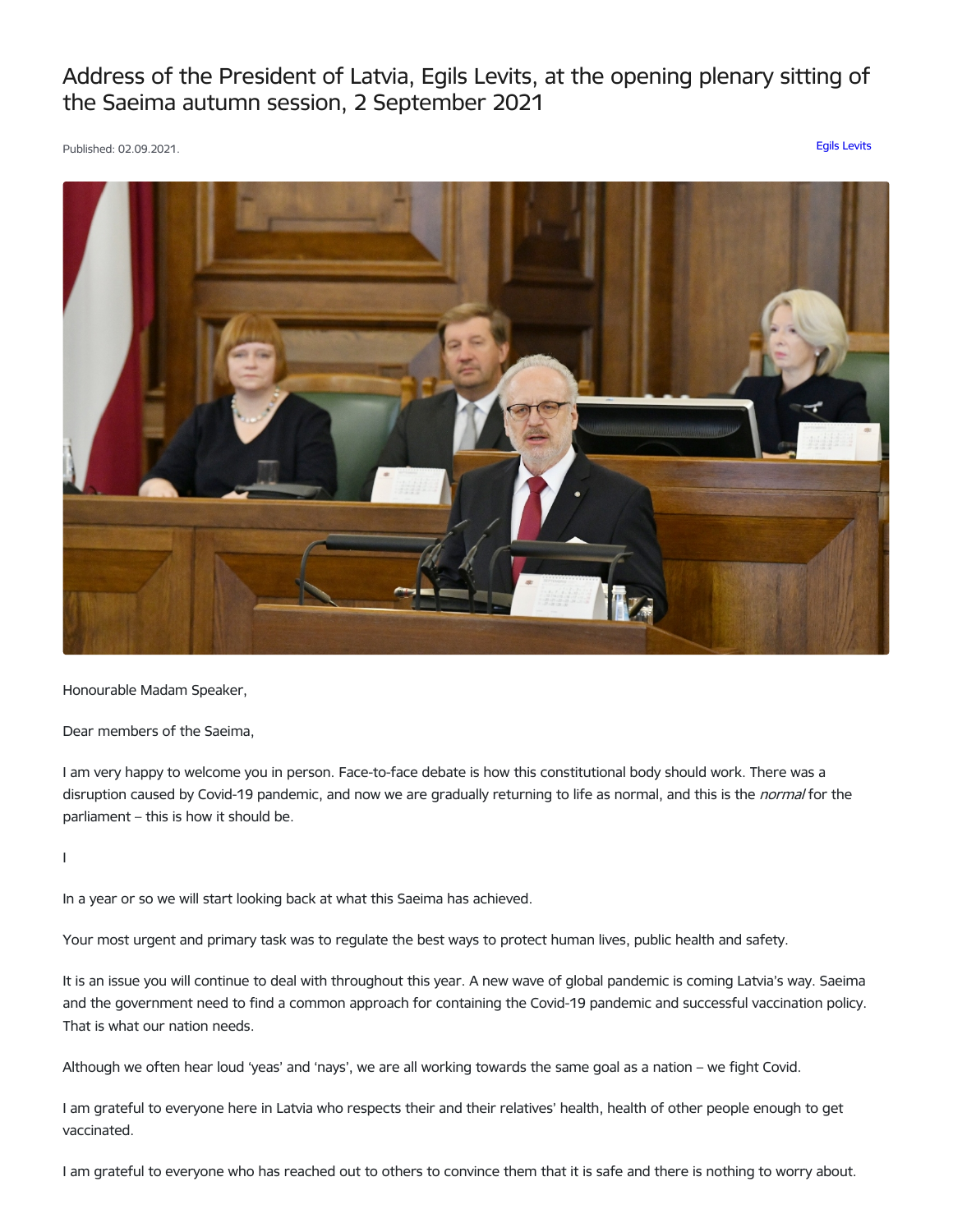# Address of the President of Latvia, Egils Levits, at the opening plenary sitting of the Saeima autumn session, 2 September 2021

Published: 02.09.2021.

Egils Levits

Honourable Madam Speaker,

Dear members of the Saeima,

I am very happy to welcome you in person. Face-to-face debate is how this constitutional body should work. There was a disruption caused by Covid-19 pandemic, and now we are gradually returning to life as normal, and this is the *normal* for the parliament – this is how it should be.

I

In a year or so we will start looking back at what this Saeima has achieved.

Your most urgent and primary task was to regulate the best ways to protect human lives, public health and safety.

It is an issue you will continue to deal with throughout this year. A new wave of global pandemic is coming Latvia's way. Saeima and the government need to find a common approach for containing the Covid-19 pandemic and successful vaccination policy. That is what our nation needs.

Although we often hear loud 'yeas' and 'nays', we are all working towards the same goal as a nation – we fight Covid.

I am grateful to everyone here in Latvia who respects their and their relatives' health, health of other people enough to get vaccinated.

I am grateful to everyone who has reached out to others to convince them that it is safe and there is nothing to worry about.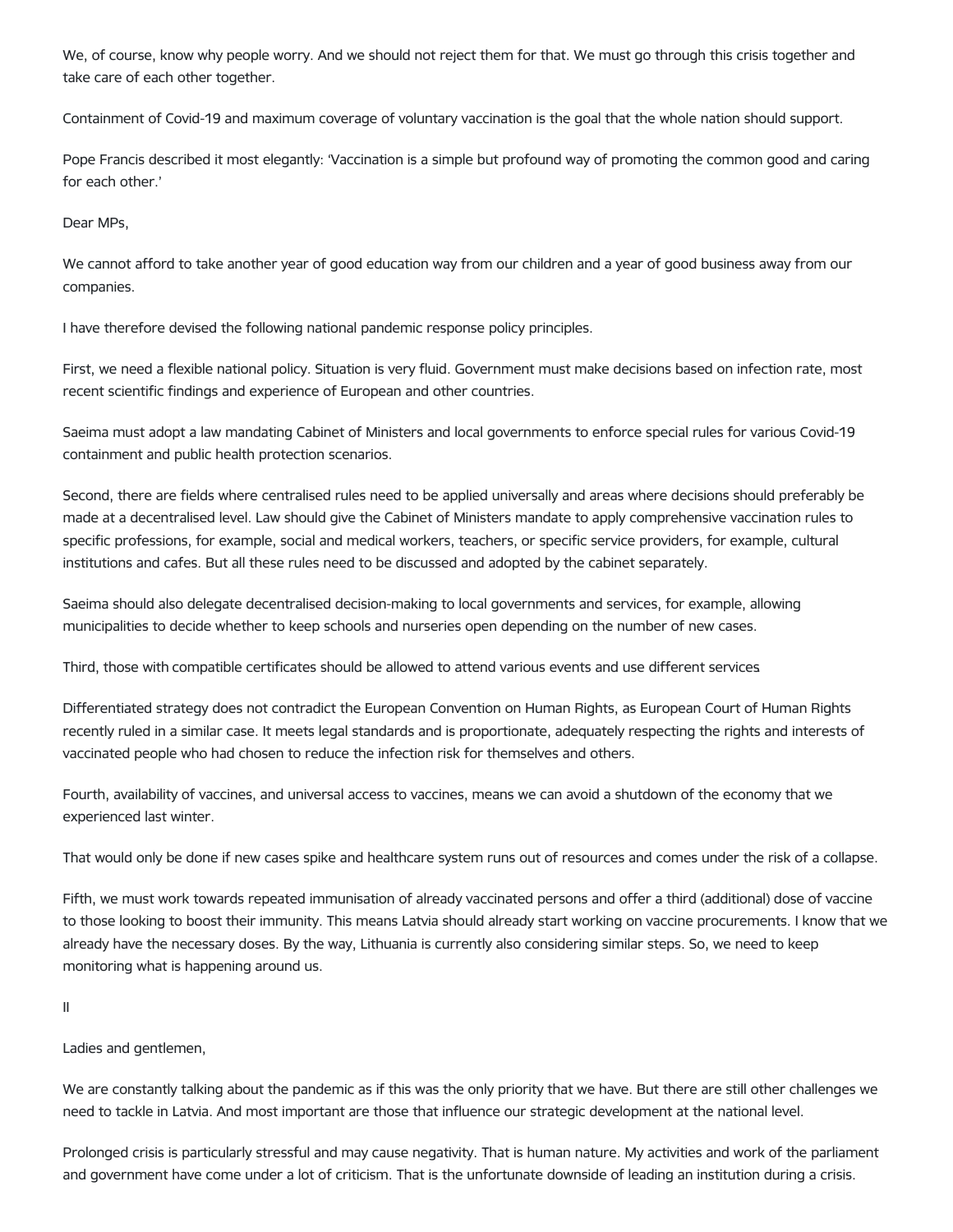We, of course, know why people worry. And we should not reject them for that. We must go through this crisis together and take care of each other together.

Containment of Covid-19 and maximum coverage of voluntary vaccination is the goal that the whole nation should support.

Pope Francis described it most elegantly: 'Vaccination is a simple but profound way of promoting the common good and caring for each other.'

Dear MPs,

We cannot afford to take another year of good education way from our children and a year of good business away from our companies.

I have therefore devised the following national pandemic response policy principles.

First, we need a flexible national policy. Situation is very fluid. Government must make decisions based on infection rate, most recent scientific findings and experience of European and other countries.

Saeima must adopt a law mandating Cabinet of Ministers and local governments to enforce special rules for various Covid-19 containment and public health protection scenarios.

Second, there are fields where centralised rules need to be applied universally and areas where decisions should preferably be made at a decentralised level. Law should give the Cabinet of Ministers mandate to apply comprehensive vaccination rules to specific professions, for example, social and medical workers, teachers, or specific service providers, for example, cultural institutions and cafes. But all these rules need to be discussed and adopted by the cabinet separately.

Saeima should also delegate decentralised decision-making to local governments and services, for example, allowing municipalities to decide whether to keep schools and nurseries open depending on the number of new cases.

Third, those with compatible certificates should be allowed to attend various events and use different services

Differentiated strategy does not contradict the European Convention on Human Rights, as European Court of Human Rights recently ruled in a similar case. It meets legal standards and is proportionate, adequately respecting the rights and interests of vaccinated people who had chosen to reduce the infection risk for themselves and others.

Fourth, availability of vaccines, and universal access to vaccines, means we can avoid a shutdown of the economy that we experienced last winter.

That would only be done if new cases spike and healthcare system runs out of resources and comes under the risk of a collapse.

Fifth, we must work towards repeated immunisation of already vaccinated persons and offer a third (additional) dose of vaccine to those looking to boost their immunity. This means Latvia should already start working on vaccine procurements. I know that we already have the necessary doses. By the way, Lithuania is currently also considering similar steps. So, we need to keep monitoring what is happening around us.

II

Ladies and gentlemen,

We are constantly talking about the pandemic as if this was the only priority that we have. But there are still other challenges we need to tackle in Latvia. And most important are those that influence our strategic development at the national level.

Prolonged crisis is particularly stressful and may cause negativity. That is human nature. My activities and work of the parliament and government have come under a lot of criticism. That is the unfortunate downside of leading an institution during a crisis.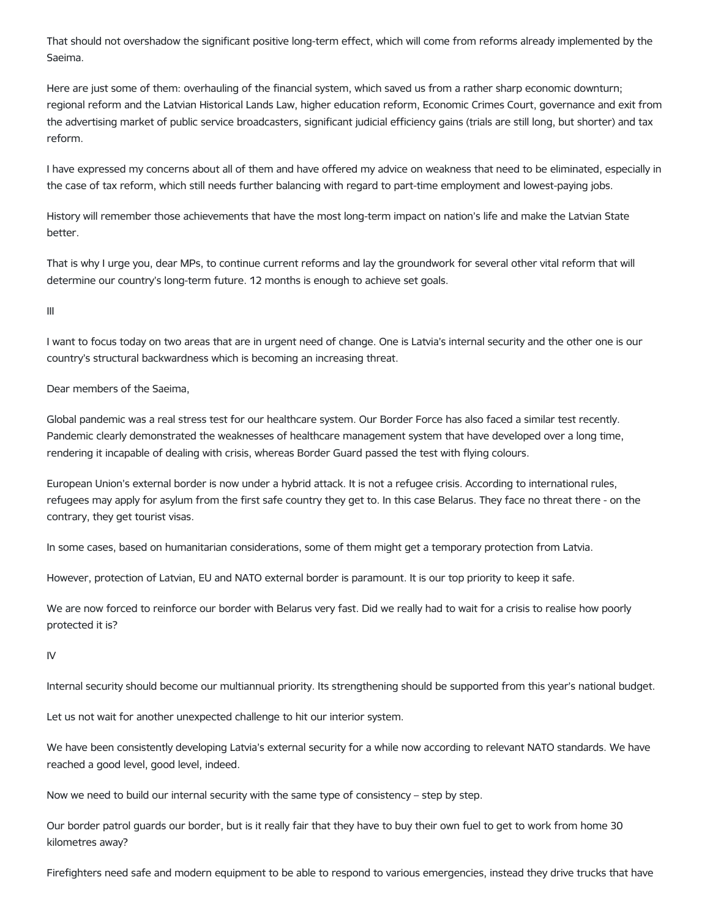That should not overshadow the significant positive long-term effect, which will come from reforms already implemented by the Saeima.

Here are just some of them: overhauling of the financial system, which saved us from a rather sharp economic downturn; regional reform and the Latvian Historical Lands Law, higher education reform, Economic Crimes Court, governance and exit from the advertising market of public service broadcasters, significant judicial efficiency gains (trials are still long, but shorter) and tax reform.

I have expressed my concerns about all of them and have offered my advice on weakness that need to be eliminated, especially in the case of tax reform, which still needs further balancing with regard to part-time employment and lowest-paying jobs.

History will remember those achievements that have the most long-term impact on nation's life and make the Latvian State better.

That is why I urge you, dear MPs, to continue current reforms and lay the groundwork for several other vital reform that will determine our country's long-term future. 12 months is enough to achieve set goals.

III

I want to focus today on two areas that are in urgent need of change. One is Latvia's internal security and the other one is our country's structural backwardness which is becoming an increasing threat.

Dear members of the Saeima,

Global pandemic was a real stress test for our healthcare system. Our Border Force has also faced a similar test recently. Pandemic clearly demonstrated the weaknesses of healthcare management system that have developed over a long time, rendering it incapable of dealing with crisis, whereas Border Guard passed the test with flying colours.

European Union's external border is now under a hybrid attack. It is not a refugee crisis. According to international rules, refugees may apply for asylum from the first safe country they get to. In this case Belarus. They face no threat there - on the contrary, they get tourist visas.

In some cases, based on humanitarian considerations, some of them might get a temporary protection from Latvia.

However, protection of Latvian, EU and NATO external border is paramount. It is our top priority to keep it safe.

We are now forced to reinforce our border with Belarus very fast. Did we really had to wait for a crisis to realise how poorly protected it is?

IV

Internal security should become our multiannual priority. Its strengthening should be supported from this year's national budget.

Let us not wait for another unexpected challenge to hit our interior system.

We have been consistently developing Latvia's external security for a while now according to relevant NATO standards. We have reached a good level, good level, indeed.

Now we need to build our internal security with the same type of consistency – step by step.

Our border patrol guards our border, but is it really fair that they have to buy their own fuel to get to work from home 30 kilometres away?

Firefighters need safe and modern equipment to be able to respond to various emergencies, instead they drive trucks that have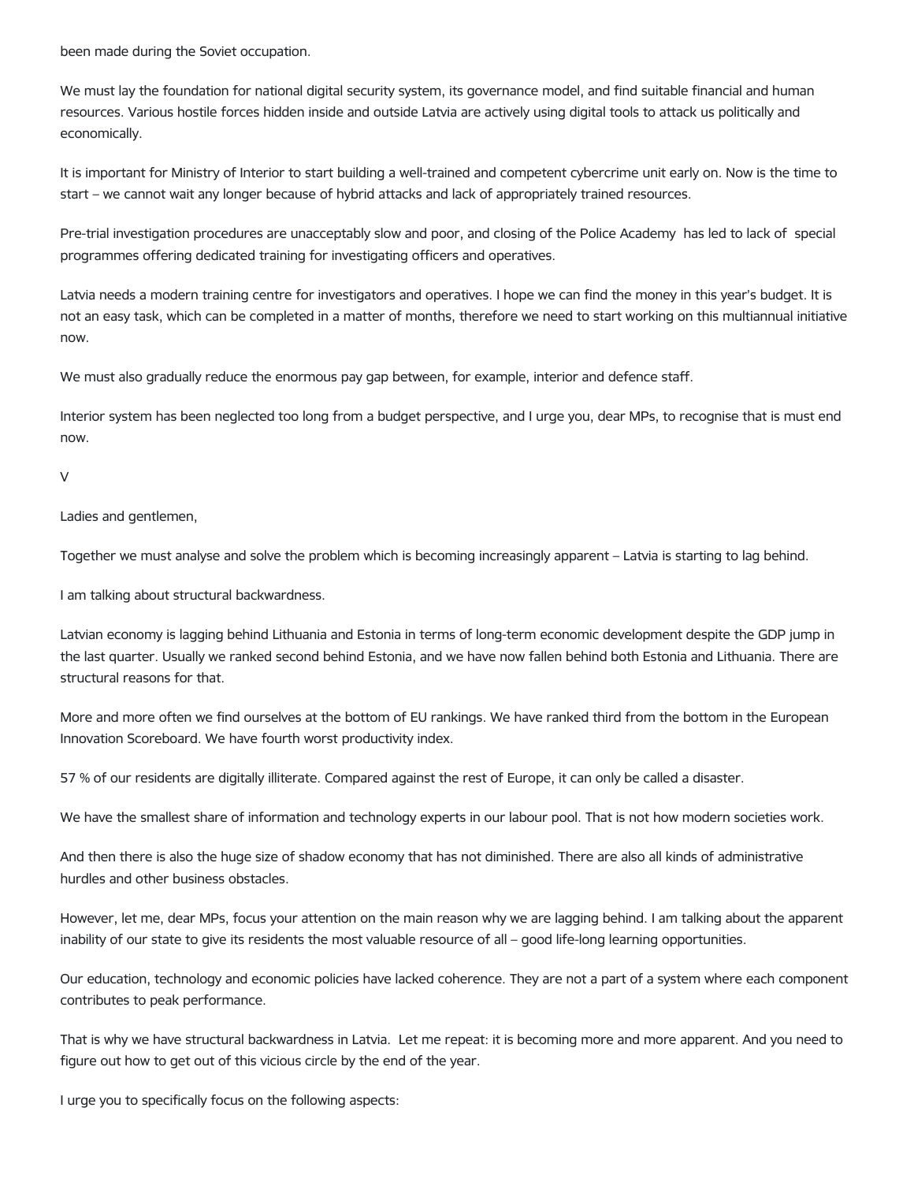been made during the Soviet occupation.

We must lay the foundation for national digital security system, its governance model, and find suitable financial and human resources. Various hostile forces hidden inside and outside Latvia are actively using digital tools to attack us politically and economically.

It is important for Ministry of Interior to start building a well-trained and competent cybercrime unit early on. Now is the time to start – we cannot wait any longer because of hybrid attacks and lack of appropriately trained resources.

Pre-trial investigation procedures are unacceptably slow and poor, and closing of the Police Academy has led to lack of special programmes offering dedicated training for investigating officers and operatives.

Latvia needs a modern training centre for investigators and operatives. I hope we can find the money in this year's budget. It is not an easy task, which can be completed in a matter of months, therefore we need to start working on this multiannual initiative now.

We must also gradually reduce the enormous pay gap between, for example, interior and defence staff.

Interior system has been neglected too long from a budget perspective, and I urge you, dear MPs, to recognise that is must end now.

V

Ladies and gentlemen,

Together we must analyse and solve the problem which is becoming increasingly apparent – Latvia is starting to lag behind.

I am talking about structural backwardness.

Latvian economy is lagging behind Lithuania and Estonia in terms of long-term economic development despite the GDP jump in the last quarter. Usually we ranked second behind Estonia, and we have now fallen behind both Estonia and Lithuania. There are structural reasons for that.

More and more often we find ourselves at the bottom of EU rankings. We have ranked third from the bottom in the European Innovation Scoreboard. We have fourth worst productivity index.

57 % of our residents are digitally illiterate. Compared against the rest of Europe, it can only be called a disaster.

We have the smallest share of information and technology experts in our labour pool. That is not how modern societies work.

And then there is also the huge size of shadow economy that has not diminished. There are also all kinds of administrative hurdles and other business obstacles.

However, let me, dear MPs, focus your attention on the main reason why we are lagging behind. I am talking about the apparent inability of our state to give its residents the most valuable resource of all – good life-long learning opportunities.

Our education, technology and economic policies have lacked coherence. They are not a part of a system where each component contributes to peak performance.

That is why we have structural backwardness in Latvia. Let me repeat: it is becoming more and more apparent. And you need to figure out how to get out of this vicious circle by the end of the year.

I urge you to specifically focus on the following aspects: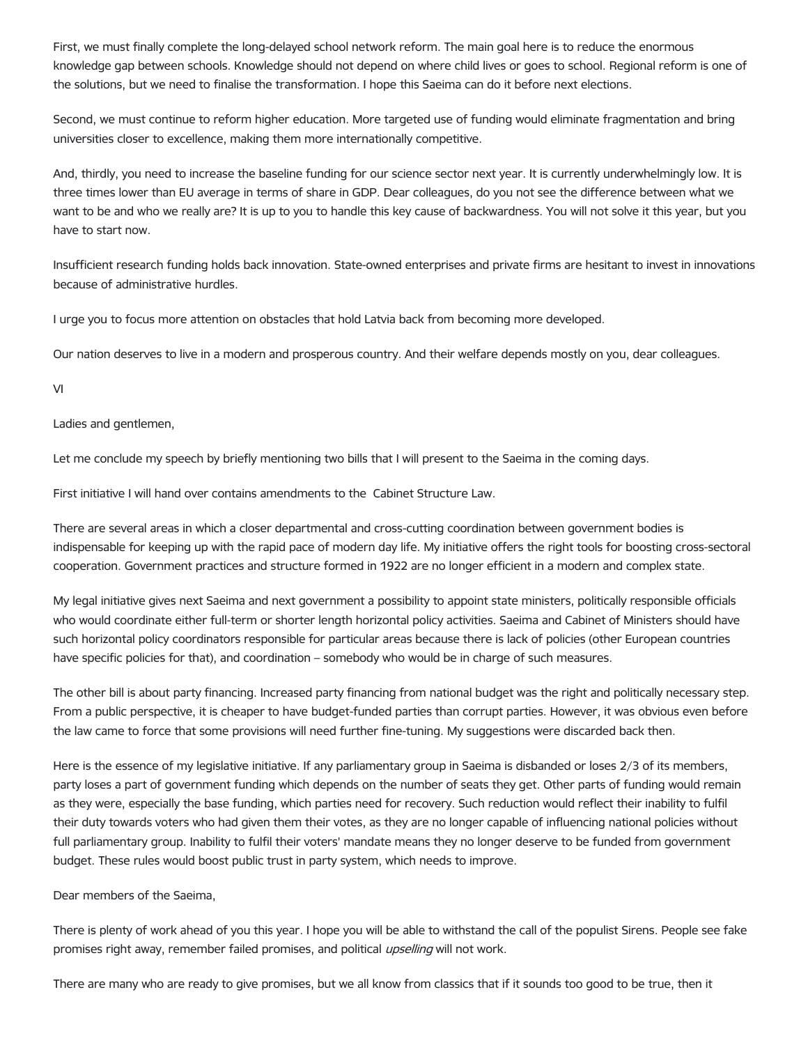First, we must finally complete the long-delayed school network reform. The main goal here is to reduce the enormous knowledge gap between schools. Knowledge should not depend on where child lives or goes to school. Regional reform is one of the solutions, but we need to finalise the transformation. I hope this Saeima can do it before next elections.

Second, we must continue to reform higher education. More targeted use of funding would eliminate fragmentation and bring universities closer to excellence, making them more internationally competitive.

And, thirdly, you need to increase the baseline funding for our science sector next year. It is currently underwhelmingly low. It is three times lower than EU average in terms of share in GDP. Dear colleagues, do you not see the difference between what we want to be and who we really are? It is up to you to handle this key cause of backwardness. You will not solve it this year, but you have to start now.

Insufficient research funding holds back innovation. State-owned enterprises and private firms are hesitant to invest in innovations because of administrative hurdles.

I urge you to focus more attention on obstacles that hold Latvia back from becoming more developed.

Our nation deserves to live in a modern and prosperous country. And their welfare depends mostly on you, dear colleagues.

VI

Ladies and gentlemen,

Let me conclude my speech by briefly mentioning two bills that I will present to the Saeima in the coming days.

First initiative I will hand over contains amendments to the Cabinet Structure Law.

There are several areas in which a closer departmental and cross-cutting coordination between government bodies is indispensable for keeping up with the rapid pace of modern day life. My initiative offers the right tools for boosting cross-sectoral cooperation. Government practices and structure formed in 1922 are no longer efficient in a modern and complex state.

My legal initiative gives next Saeima and next government a possibility to appoint state ministers, politically responsible officials who would coordinate either full-term or shorter length horizontal policy activities. Saeima and Cabinet of Ministers should have such horizontal policy coordinators responsible for particular areas because there is lack of policies (other European countries have specific policies for that), and coordination – somebody who would be in charge of such measures.

The other bill is about party financing. Increased party financing from national budget was the right and politically necessary step. From a public perspective, it is cheaper to have budget-funded parties than corrupt parties. However, it was obvious even before the law came to force that some provisions will need further fine-tuning. My suggestions were discarded back then.

Here is the essence of my legislative initiative. If any parliamentary group in Saeima is disbanded or loses 2/3 of its members, party loses a part of government funding which depends on the number of seats they get. Other parts of funding would remain as they were, especially the base funding, which parties need for recovery. Such reduction would reflect their inability to fulfil their duty towards voters who had given them their votes, as they are no longer capable of influencing national policies without full parliamentary group. Inability to fulfil their voters' mandate means they no longer deserve to be funded from government budget. These rules would boost public trust in party system, which needs to improve.

Dear members of the Saeima,

There is plenty of work ahead of you this year. I hope you will be able to withstand the call of the populist Sirens. People see fake promises right away, remember failed promises, and political *upselling* will not work.

There are many who are ready to give promises, but we all know from classics that if it sounds too good to be true, then it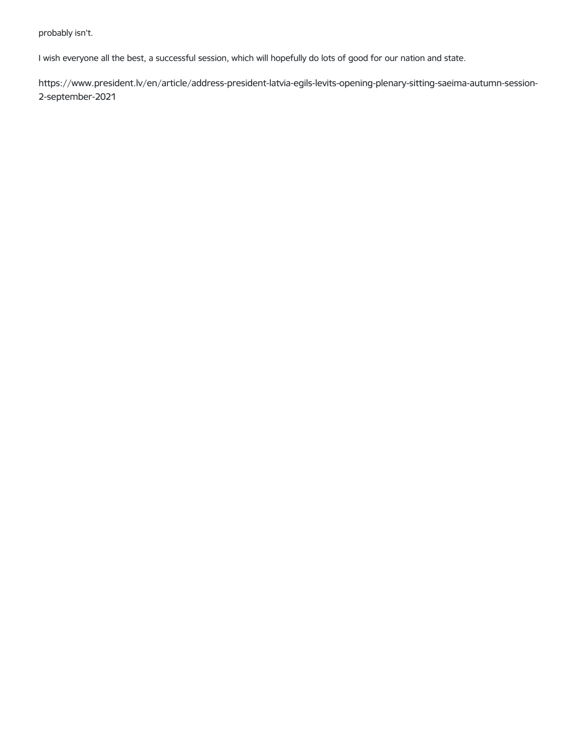probably isn't.

I wish everyone all the best, a successful session, which will hopefully do lots of good for our nation and state.

https://www.president.lv/en/article/address-president-latvia-egils-levits-opening-plenary-sitting-saeima-autumn-session-2-september-2021